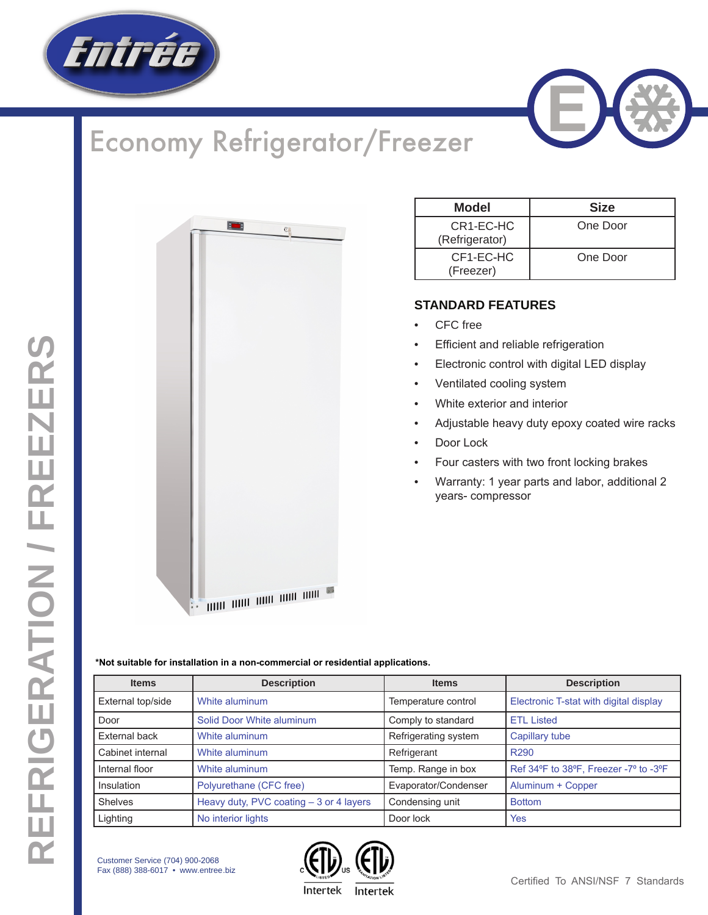# Economy Refrigerator/Freezer

REFRIGERATION / FREEZERS

| Model | Size |
|---|---|
| CR1-EC-HC (Refrigerator) | One Door |
| CF1-EC-HC (Freezer) | One Door |

## STANDARD FEATURES

- CFC free
- Efficient and reliable refrigeration
- Electronic control with digital LED display
- Ventilated cooling system
- White exterior and interior
- Adjustable heavy duty epoxy coated wire racks
- Door Lock
- Four casters with two front locking brakes
- Warranty: 1 year parts and labor, additional 2 years- compressor

**\*Not suitable for installation in a non-commercial or residential applications.**

| Items | Description | Items | Description |
|---|---|---|---|
| External top/side | White aluminum | Temperature control | Electronic T-stat with digital display |
| Door | Solid Door White aluminum | Comply to standard | ETL Listed |
| External back | White aluminum | Refrigerating system | Capillary tube |
| Cabinet internal | White aluminum | Refrigerant | R290 |
| Internal floor | White aluminum | Temp. Range in box | Ref 34ºF to 38ºF, Freezer -7º to -3ºF |
| Insulation | Polyurethane (CFC free) | Evaporator/Condenser | Aluminum + Copper |
| Shelves | Heavy duty, PVC coating – 3 or 4 layers | Condensing unit | Bottom |
| Lighting | No interior lights | Door lock | Yes |

Customer Service (704) 900-2068
Fax (888) 388-6017 • www.entree.biz

Intertek Intertek

Certified To ANSI/NSF 7 Standards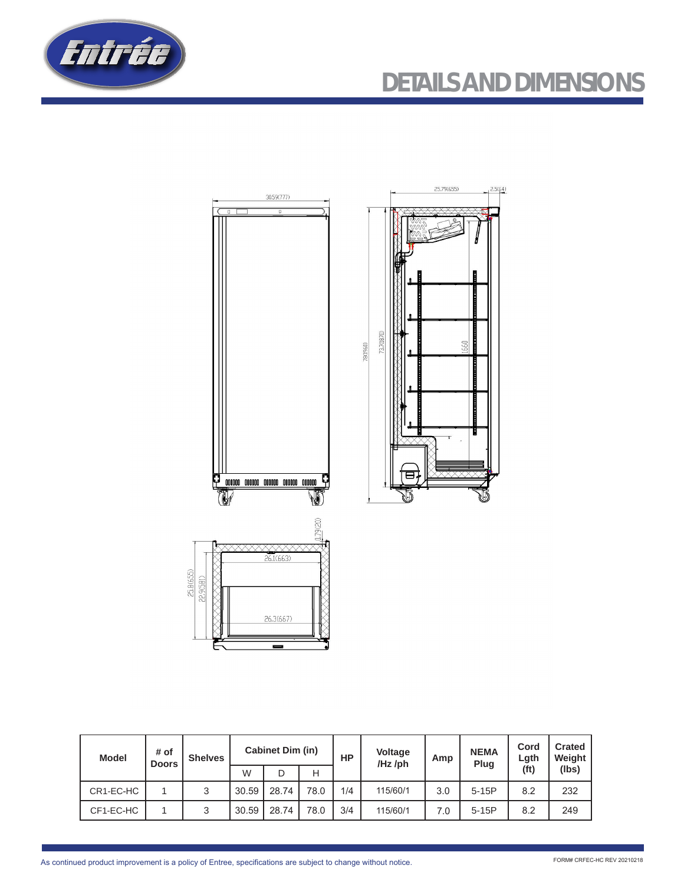# DETAILS AND DIMENSIONS

30.59(777)

25.79(655)

2.5(64)

78(1980)

73.7(1870)

1660

0.79(20)

26.1(663)

25.8(655)

22.9(581)

26.3(667)

| Model | # of Doors | Shelves | Cabinet Dim (in) | | | HP | Voltage /Hz /ph | Amp | NEMA Plug | Cord Lgth (ft) | Crated Weight (lbs) |
|---|---|---|---|---|---|---|---|---|---|---|---|
| | | | W | D | H | | | | | | |
| CR1-EC-HC | 1 | 3 | 30.59 | 28.74 | 78.0 | 1/4 | 115/60/1 | 3.0 | 5-15P | 8.2 | 232 |
| CF1-EC-HC | 1 | 3 | 30.59 | 28.74 | 78.0 | 3/4 | 115/60/1 | 7.0 | 5-15P | 8.2 | 249 |

As continued product improvement is a policy of Entree, specifications are subject to change without notice.

FORM# CRFEC-HC REV 20210218